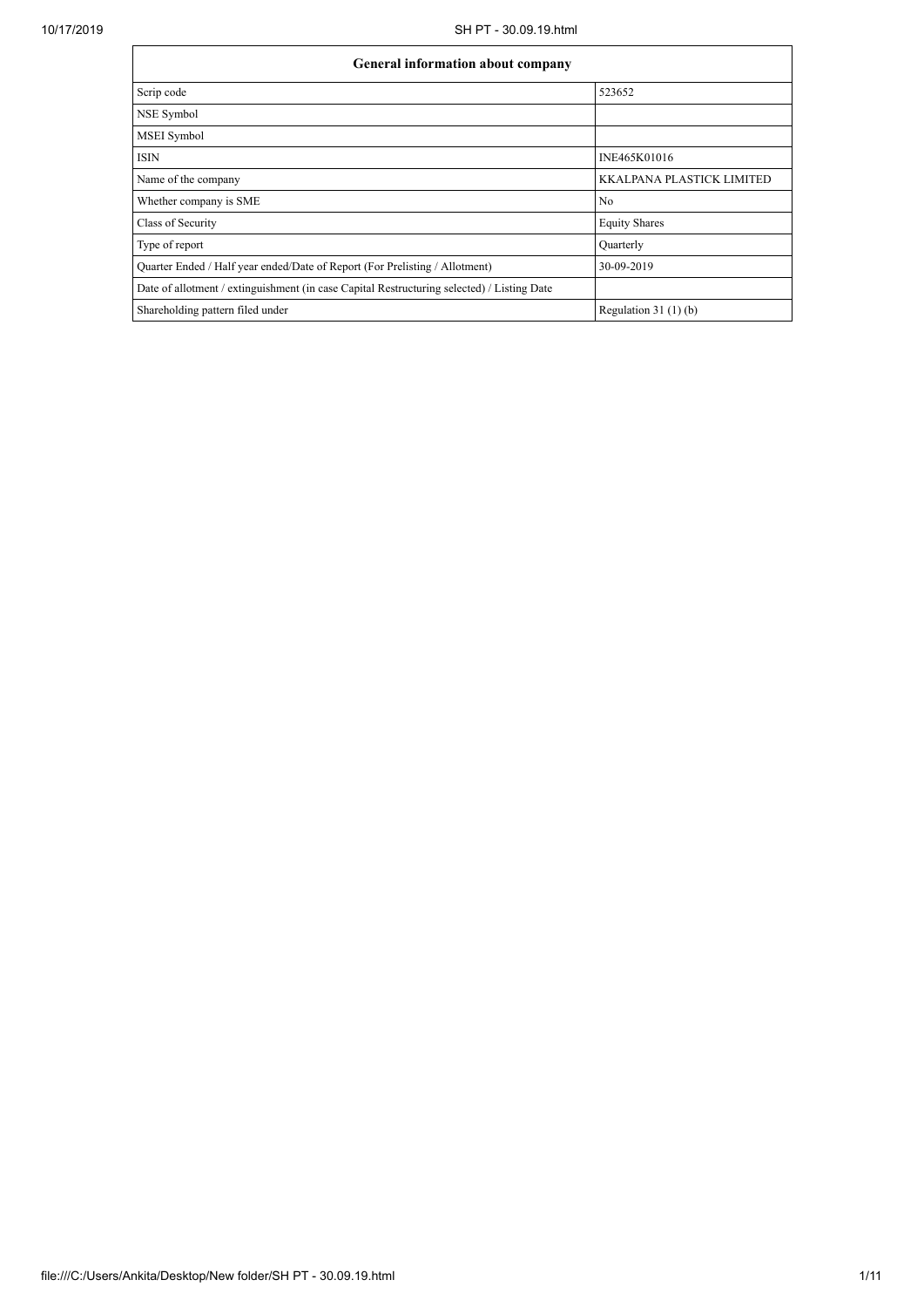| General information about company | |
|---|---|
| Scrip code | 523652 |
| NSE Symbol | |
| MSEI Symbol | |
| ISIN | INE465K01016 |
| Name of the company | KKALPANA PLASTICK LIMITED |
| Whether company is SME | No |
| Class of Security | Equity Shares |
| Type of report | Quarterly |
| Quarter Ended / Half year ended/Date of Report (For Prelisting / Allotment) | 30-09-2019 |
| Date of allotment / extinguishment (in case Capital Restructuring selected) / Listing Date | |
| Shareholding pattern filed under | Regulation 31 (1) (b) |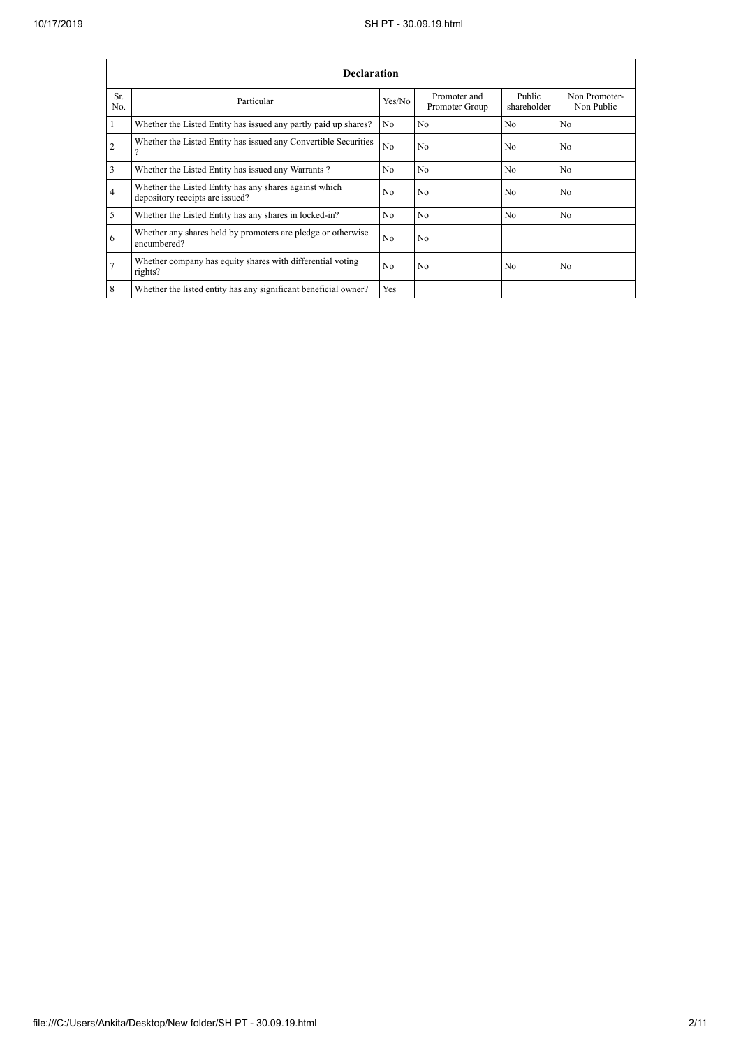| Declaration | | | | | |
|---|---|---|---|---|---|
| Sr. No. | Particular | Yes/No | Promoter and Promoter Group | Public shareholder | Non Promoter-Non Public |
| 1 | Whether the Listed Entity has issued any partly paid up shares? | No | No | No | No |
| 2 | Whether the Listed Entity has issued any Convertible Securities ? | No | No | No | No |
| 3 | Whether the Listed Entity has issued any Warrants ? | No | No | No | No |
| 4 | Whether the Listed Entity has any shares against which depository receipts are issued? | No | No | No | No |
| 5 | Whether the Listed Entity has any shares in locked-in? | No | No | No | No |
| 6 | Whether any shares held by promoters are pledge or otherwise encumbered? | No | No | | |
| 7 | Whether company has equity shares with differential voting rights? | No | No | No | No |
| 8 | Whether the listed entity has any significant beneficial owner? | Yes | | | |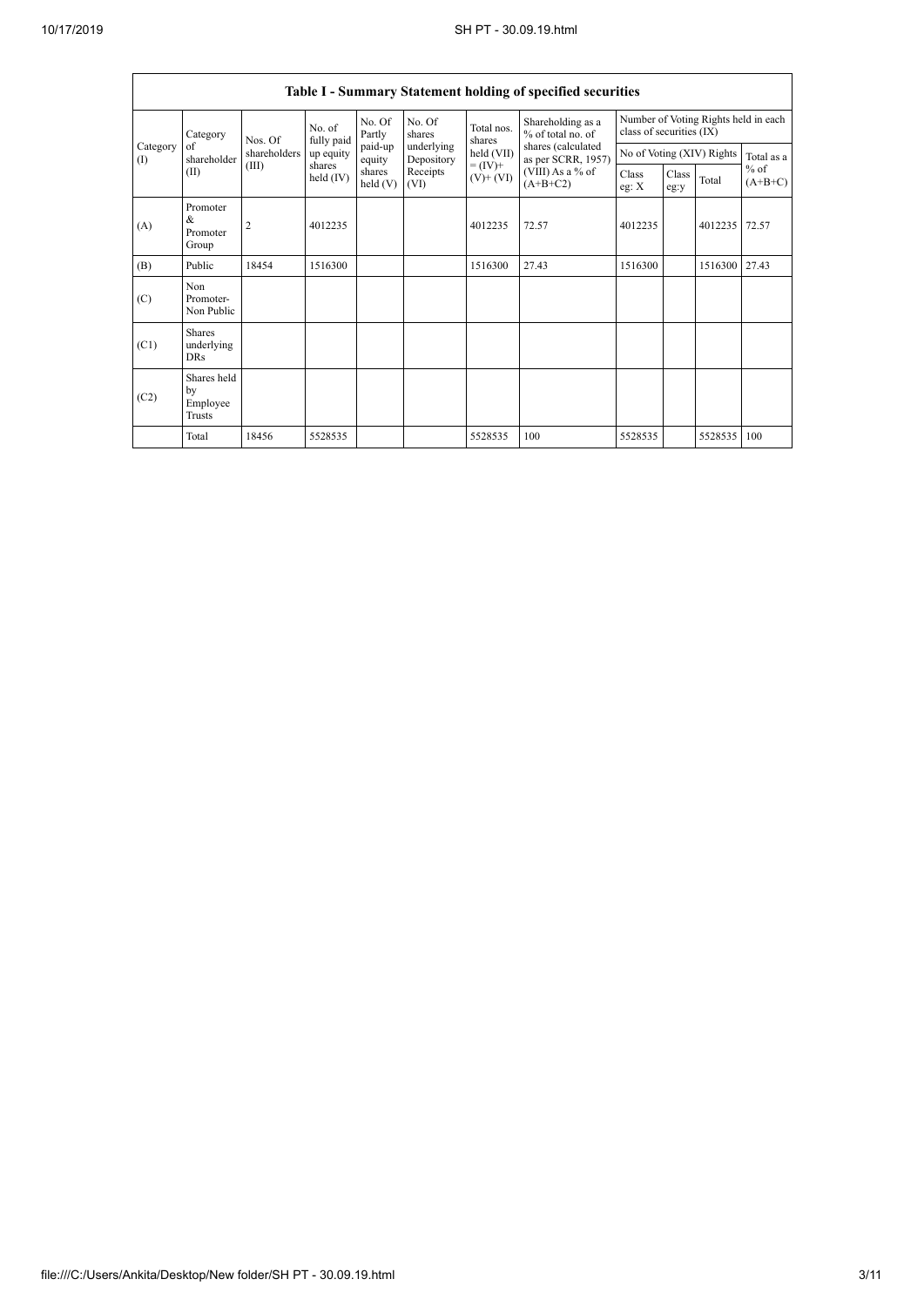| Table I - Summary Statement holding of specified securities | | | | | | | | | | | | |
|---|---|---|---|---|---|---|---|---|---|---|---|---|
| Category (I) | Category of shareholder (II) | Nos. Of shareholders (III) | No. of fully paid up equity shares held (IV) | No. Of Partly paid-up equity shares held (V) | No. Of shares underlying Depository Receipts (VI) | Total nos. shares held (VII) = (IV)+ (V)+ (VI) | Shareholding as a % of total no. of shares (calculated as per SCRR, 1957) (VIII) As a % of (A+B+C2) | Number of Voting Rights held in each class of securities (IX) | | | |
| | | | | | | | | No of Voting (XIV) Rights | | | Total as a % of (A+B+C) |
| | | | | | | | | Class eg: X | Class eg:y | Total | |
| (A) | Promoter & Promoter Group | 2 | 4012235 | | | 4012235 | 72.57 | 4012235 | | 4012235 | 72.57 |
| (B) | Public | 18454 | 1516300 | | | 1516300 | 27.43 | 1516300 | | 1516300 | 27.43 |
| (C) | Non Promoter- Non Public | | | | | | | | | | |
| (C1) | Shares underlying DRs | | | | | | | | | | |
| (C2) | Shares held by Employee Trusts | | | | | | | | | | |
| | Total | 18456 | 5528535 | | | 5528535 | 100 | 5528535 | | 5528535 | 100 |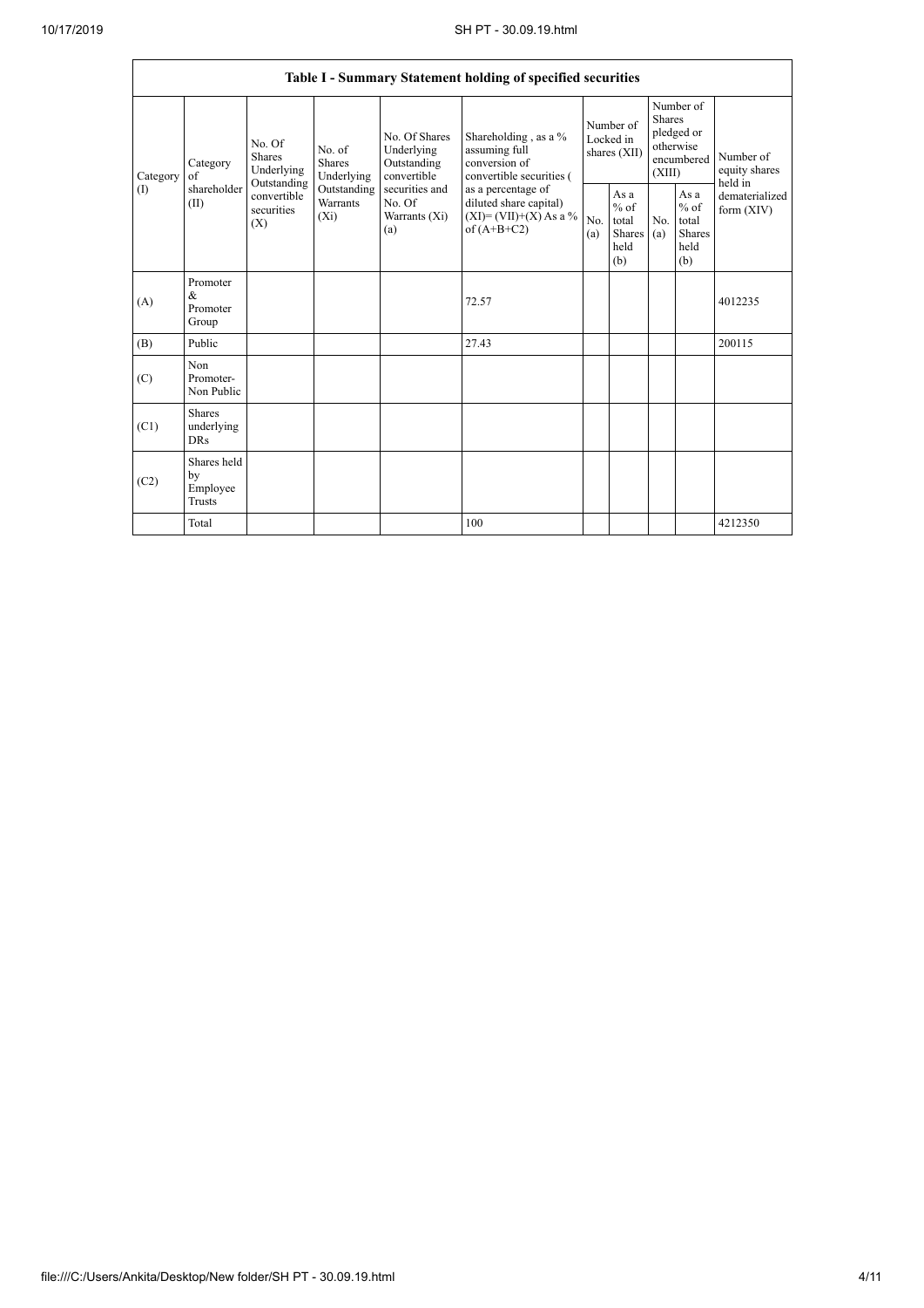| Table I - Summary Statement holding of specified securities | | | | | | | | | | | |
|---|---|---|---|---|---|---|---|---|---|---|---|
| Category (I) | Category of shareholder (II) | No. Of Shares Underlying Outstanding convertible securities (X) | No. of Shares Underlying Outstanding Warrants (Xi) | No. Of Shares Underlying Outstanding convertible securities and No. Of Warrants (Xi) (a) | Shareholding , as a % assuming full conversion of convertible securities ( as a percentage of diluted share capital) (XI)= (VII)+(X) As a % of (A+B+C2) | Number of Locked in shares (XII) | | Number of Shares pledged or otherwise encumbered (XIII) | | Number of equity shares held in dematerialized form (XIV) |
| | | | | | | No. (a) | As a % of total Shares held (b) | No. (a) | As a % of total Shares held (b) | |
| (A) | Promoter & Promoter Group | | | | 72.57 | | | | | 4012235 |
| (B) | Public | | | | 27.43 | | | | | 200115 |
| (C) | Non Promoter- Non Public | | | | | | | | | |
| (C1) | Shares underlying DRs | | | | | | | | | |
| (C2) | Shares held by Employee Trusts | | | | | | | | | |
| | Total | | | | 100 | | | | | 4212350 |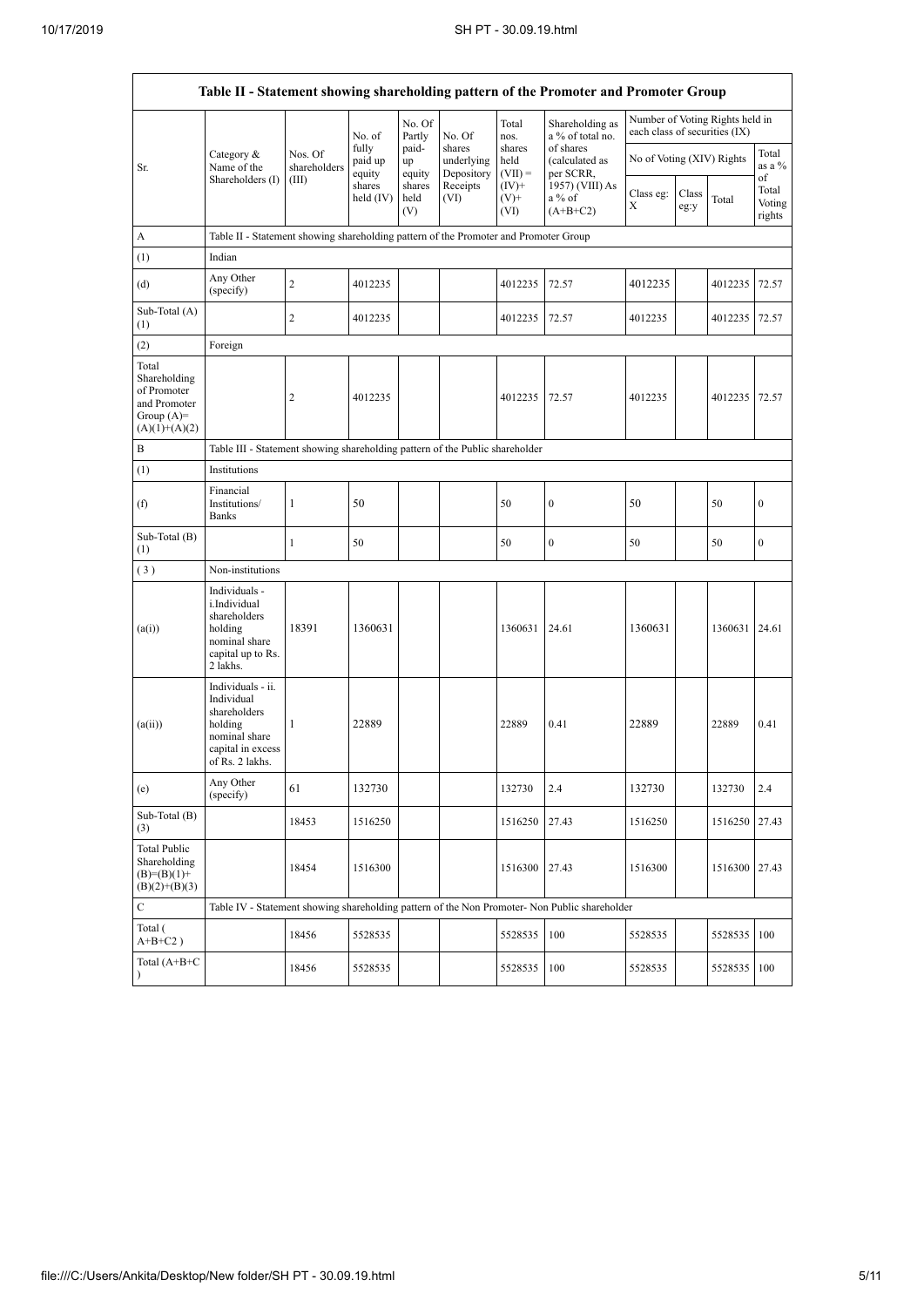| Table II - Statement showing shareholding pattern of the Promoter and Promoter Group | | | | | | | | | | | |
|---|---|---|---|---|---|---|---|---|---|---|---|
| Sr. | Category & Name of the Shareholders (I) | Nos. Of shareholders (III) | No. of fully paid up equity shares held (IV) | No. Of Partly paid-up equity shares held (V) | No. Of shares underlying Depository Receipts (VI) | Total nos. shares held (VII) = (IV)+ (V)+ (VI) | Shareholding as a % of total no. of shares (calculated as per SCRR, 1957) (VIII) As a % of (A+B+C2) | Number of Voting Rights held in each class of securities (IX) | | | |
| | | | | | | | | No of Voting (XIV) Rights | | | Total as a % of Total Voting rights |
| | | | | | | | | Class eg: X | Class eg:y | Total | |
| A | Table II - Statement showing shareholding pattern of the Promoter and Promoter Group | | | | | | | | | | |
| (1) | Indian | | | | | | | | | | |
| (d) | Any Other (specify) | 2 | 4012235 | | | 4012235 | 72.57 | 4012235 | | 4012235 | 72.57 |
| Sub-Total (A) (1) | | 2 | 4012235 | | | 4012235 | 72.57 | 4012235 | | 4012235 | 72.57 |
| (2) | Foreign | | | | | | | | | | |
| Total Shareholding of Promoter and Promoter Group (A)= (A)(1)+(A)(2) | | 2 | 4012235 | | | 4012235 | 72.57 | 4012235 | | 4012235 | 72.57 |
| B | Table III - Statement showing shareholding pattern of the Public shareholder | | | | | | | | | | |
| (1) | Institutions | | | | | | | | | | |
| (f) | Financial Institutions/ Banks | 1 | 50 | | | 50 | 0 | 50 | | 50 | 0 |
| Sub-Total (B) (1) | | 1 | 50 | | | 50 | 0 | 50 | | 50 | 0 |
| (3) | Non-institutions | | | | | | | | | | |
| (a(i)) | Individuals - i.Individual shareholders holding nominal share capital up to Rs. 2 lakhs. | 18391 | 1360631 | | | 1360631 | 24.61 | 1360631 | | 1360631 | 24.61 |
| (a(ii)) | Individuals - ii. Individual shareholders holding nominal share capital in excess of Rs. 2 lakhs. | 1 | 22889 | | | 22889 | 0.41 | 22889 | | 22889 | 0.41 |
| (e) | Any Other (specify) | 61 | 132730 | | | 132730 | 2.4 | 132730 | | 132730 | 2.4 |
| Sub-Total (B) (3) | | 18453 | 1516250 | | | 1516250 | 27.43 | 1516250 | | 1516250 | 27.43 |
| Total Public Shareholding (B)=(B)(1)+ (B)(2)+(B)(3) | | 18454 | 1516300 | | | 1516300 | 27.43 | 1516300 | | 1516300 | 27.43 |
| C | Table IV - Statement showing shareholding pattern of the Non Promoter- Non Public shareholder | | | | | | | | | | |
| Total ( A+B+C2 ) | | 18456 | 5528535 | | | 5528535 | 100 | 5528535 | | 5528535 | 100 |
| Total (A+B+C ) | | 18456 | 5528535 | | | 5528535 | 100 | 5528535 | | 5528535 | 100 |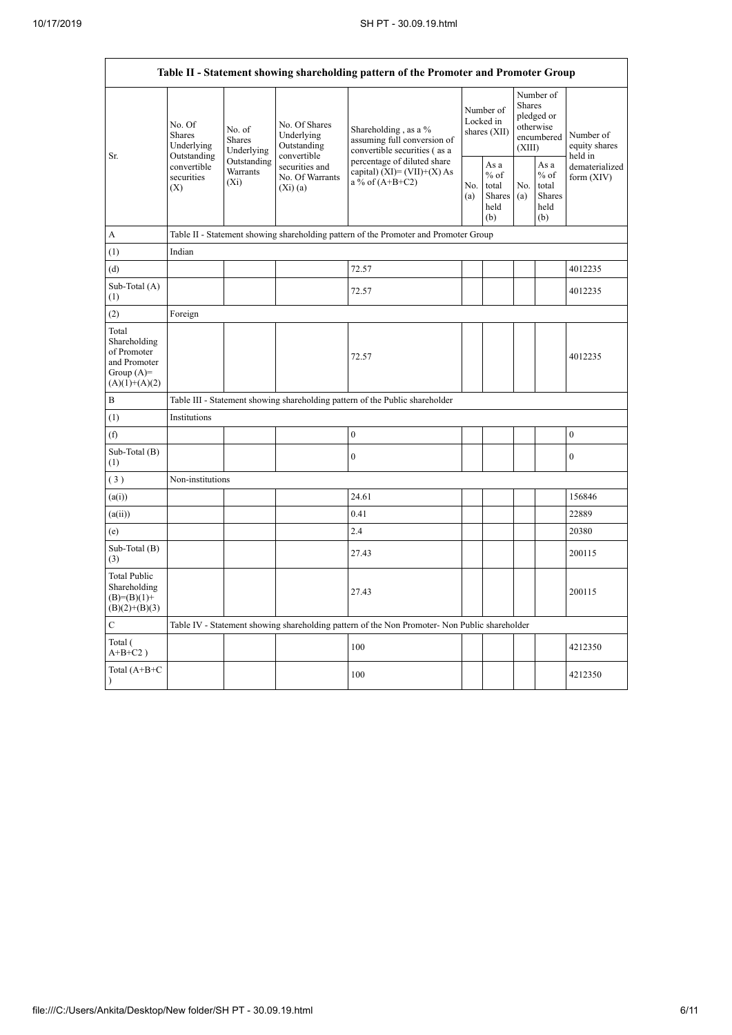| Table II - Statement showing shareholding pattern of the Promoter and Promoter Group | | | | | | | | | |
|---|---|---|---|---|---|---|---|---|---|
| Sr. | No. Of Shares Underlying Outstanding convertible securities (X) | No. of Shares Underlying Outstanding Warrants (Xi) | No. Of Shares Underlying Outstanding convertible securities and No. Of Warrants (Xi) (a) | Shareholding , as a % assuming full conversion of convertible securities ( as a percentage of diluted share capital) (XI)= (VII)+(X) As a % of (A+B+C2) | Number of Locked in shares (XII) | | Number of Shares pledged or otherwise encumbered (XIII) | | Number of equity shares held in dematerialized form (XIV) |
| | | | | | No. (a) | As a % of total Shares held (b) | No. (a) | As a % of total Shares held (b) | |
| A | Table II - Statement showing shareholding pattern of the Promoter and Promoter Group | | | | | | | | |
| (1) | Indian | | | | | | | | |
| (d) | | | | 72.57 | | | | | 4012235 |
| Sub-Total (A) (1) | | | | 72.57 | | | | | 4012235 |
| (2) | Foreign | | | | | | | | |
| Total Shareholding of Promoter and Promoter Group (A)= (A)(1)+(A)(2) | | | | 72.57 | | | | | 4012235 |
| B | Table III - Statement showing shareholding pattern of the Public shareholder | | | | | | | | |
| (1) | Institutions | | | | | | | | |
| (f) | | | | 0 | | | | | 0 |
| Sub-Total (B) (1) | | | | 0 | | | | | 0 |
| ( 3 ) | Non-institutions | | | | | | | | |
| (a(i)) | | | | 24.61 | | | | | 156846 |
| (a(ii)) | | | | 0.41 | | | | | 22889 |
| (e) | | | | 2.4 | | | | | 20380 |
| Sub-Total (B) (3) | | | | 27.43 | | | | | 200115 |
| Total Public Shareholding (B)=(B)(1)+ (B)(2)+(B)(3) | | | | 27.43 | | | | | 200115 |
| C | Table IV - Statement showing shareholding pattern of the Non Promoter- Non Public shareholder | | | | | | | | |
| Total ( A+B+C2 ) | | | | 100 | | | | | 4212350 |
| Total (A+B+C ) | | | | 100 | | | | | 4212350 |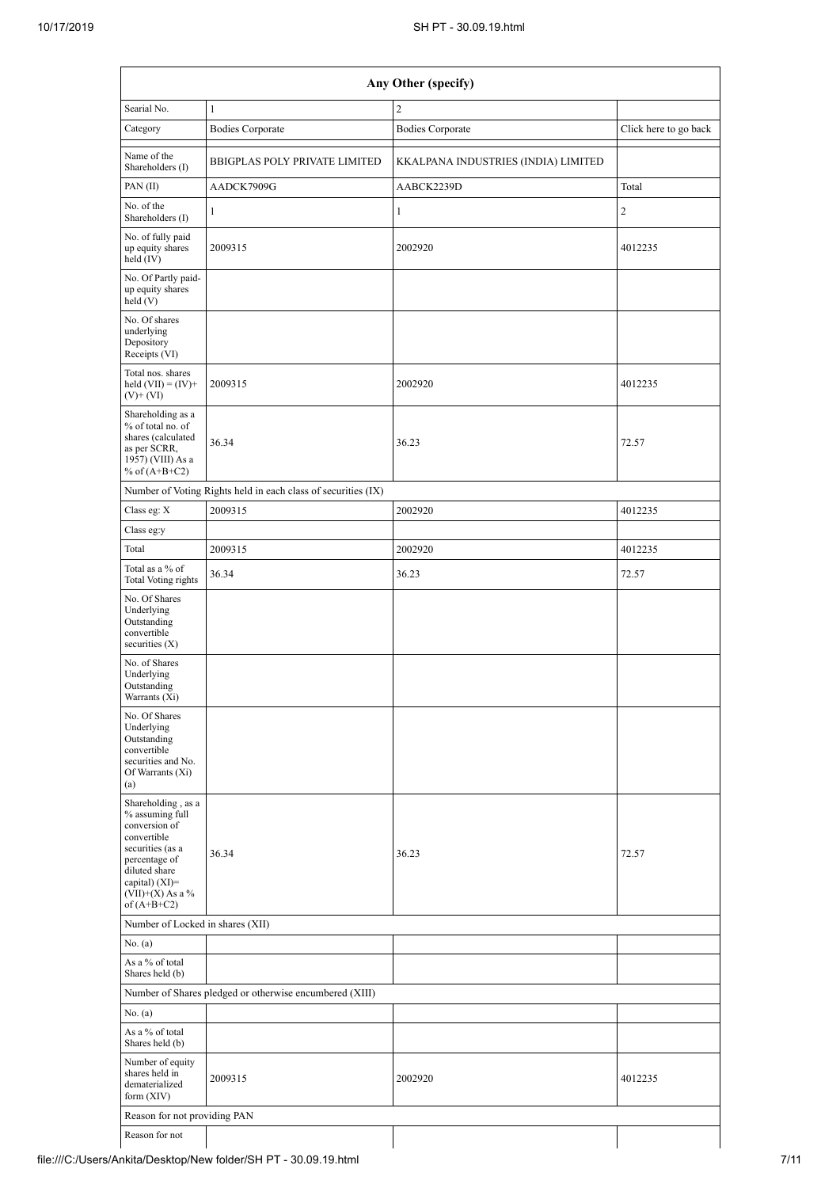| Any Other (specify) | | | |
|---|---|---|---|
| Searial No. | 1 | 2 | |
| Category | Bodies Corporate | Bodies Corporate | Click here to go back |
| Name of the Shareholders (I) | BBIGPLAS POLY PRIVATE LIMITED | KKALPANA INDUSTRIES (INDIA) LIMITED | |
| PAN (II) | AADCK7909G | AABCK2239D | Total |
| No. of the Shareholders (I) | 1 | 1 | 2 |
| No. of fully paid up equity shares held (IV) | 2009315 | 2002920 | 4012235 |
| No. Of Partly paid-up equity shares held (V) | | | |
| No. Of shares underlying Depository Receipts (VI) | | | |
| Total nos. shares held (VII) = (IV)+ (V)+ (VI) | 2009315 | 2002920 | 4012235 |
| Shareholding as a % of total no. of shares (calculated as per SCRR, 1957) (VIII) As a % of (A+B+C2) | 36.34 | 36.23 | 72.57 |
| Number of Voting Rights held in each class of securities (IX) | | | |
| Class eg: X | 2009315 | 2002920 | 4012235 |
| Class eg:y | | | |
| Total | 2009315 | 2002920 | 4012235 |
| Total as a % of Total Voting rights | 36.34 | 36.23 | 72.57 |
| No. Of Shares Underlying Outstanding convertible securities (X) | | | |
| No. of Shares Underlying Outstanding Warrants (Xi) | | | |
| No. Of Shares Underlying Outstanding convertible securities and No. Of Warrants (Xi) (a) | | | |
| Shareholding , as a % assuming full conversion of convertible securities (as a percentage of diluted share capital) (XI)= (VII)+(X) As a % of (A+B+C2) | 36.34 | 36.23 | 72.57 |
| Number of Locked in shares (XII) | | | |
| No. (a) | | | |
| As a % of total Shares held (b) | | | |
| Number of Shares pledged or otherwise encumbered (XIII) | | | |
| No. (a) | | | |
| As a % of total Shares held (b) | | | |
| Number of equity shares held in dematerialized form (XIV) | 2009315 | 2002920 | 4012235 |
| Reason for not providing PAN | | | |
| Reason for not | | | |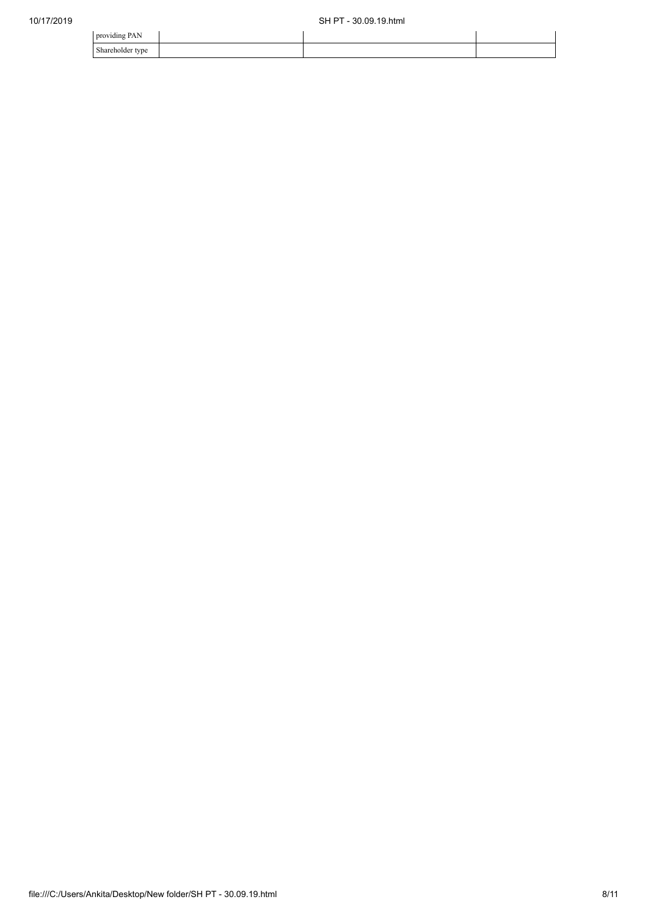| providing PAN | | | |
| --- | --- | --- | --- |
| Shareholder type | | | |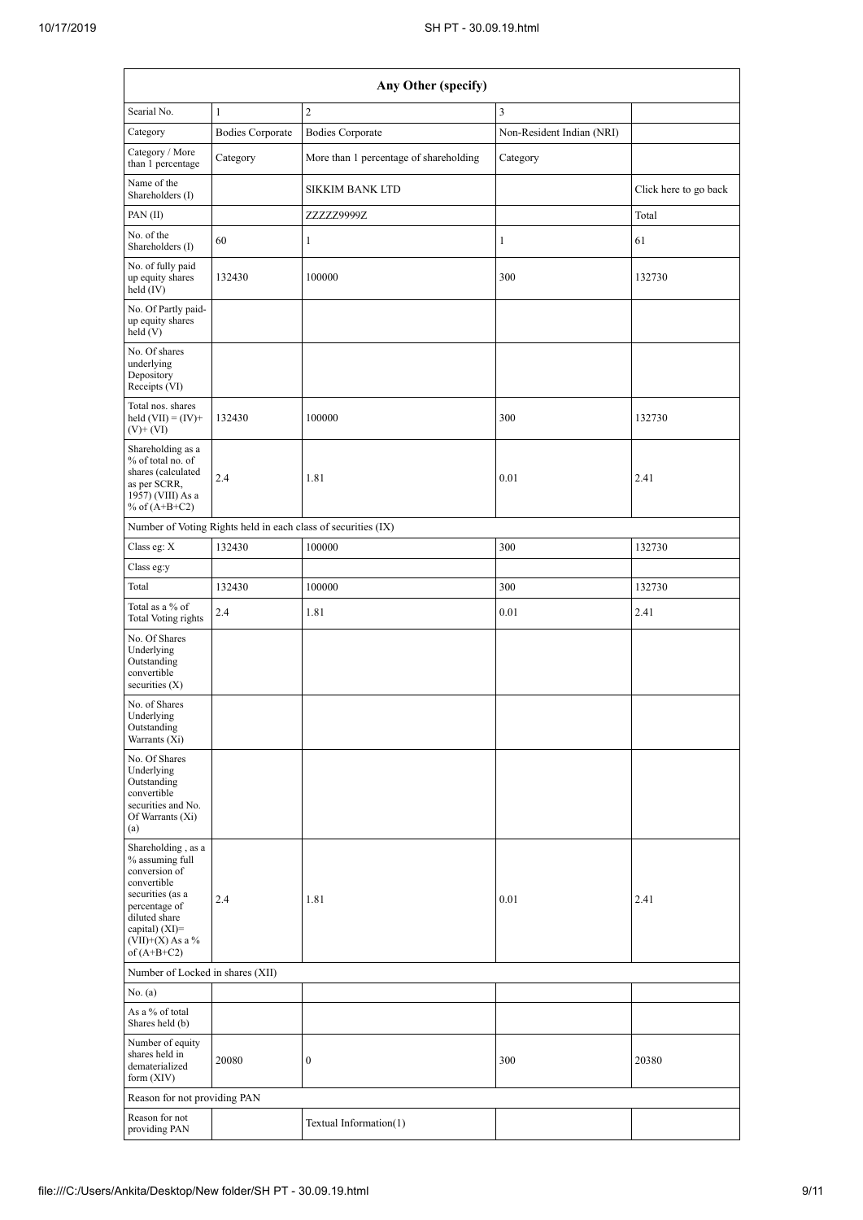| Any Other (specify) | | | | |
|---|---|---|---|---|
| Searial No. | 1 | 2 | 3 | |
| Category | Bodies Corporate | Bodies Corporate | Non-Resident Indian (NRI) | |
| Category / More than 1 percentage | Category | More than 1 percentage of shareholding | Category | |
| Name of the Shareholders (I) | | SIKKIM BANK LTD | | Click here to go back |
| PAN (II) | | ZZZZZ9999Z | | Total |
| No. of the Shareholders (I) | 60 | 1 | 1 | 61 |
| No. of fully paid up equity shares held (IV) | 132430 | 100000 | 300 | 132730 |
| No. Of Partly paid-up equity shares held (V) | | | | |
| No. Of shares underlying Depository Receipts (VI) | | | | |
| Total nos. shares held (VII) = (IV)+ (V)+ (VI) | 132430 | 100000 | 300 | 132730 |
| Shareholding as a % of total no. of shares (calculated as per SCRR, 1957) (VIII) As a % of (A+B+C2) | 2.4 | 1.81 | 0.01 | 2.41 |
| Number of Voting Rights held in each class of securities (IX) | | | | |
| Class eg: X | 132430 | 100000 | 300 | 132730 |
| Class eg:y | | | | |
| Total | 132430 | 100000 | 300 | 132730 |
| Total as a % of Total Voting rights | 2.4 | 1.81 | 0.01 | 2.41 |
| No. Of Shares Underlying Outstanding convertible securities (X) | | | | |
| No. of Shares Underlying Outstanding Warrants (Xi) | | | | |
| No. Of Shares Underlying Outstanding convertible securities and No. Of Warrants (Xi) (a) | | | | |
| Shareholding , as a % assuming full conversion of convertible securities (as a percentage of diluted share capital) (XI)= (VII)+(X) As a % of (A+B+C2) | 2.4 | 1.81 | 0.01 | 2.41 |
| Number of Locked in shares (XII) | | | | |
| No. (a) | | | | |
| As a % of total Shares held (b) | | | | |
| Number of equity shares held in dematerialized form (XIV) | 20080 | 0 | 300 | 20380 |
| Reason for not providing PAN | | | | |
| Reason for not providing PAN | | Textual Information(1) | | |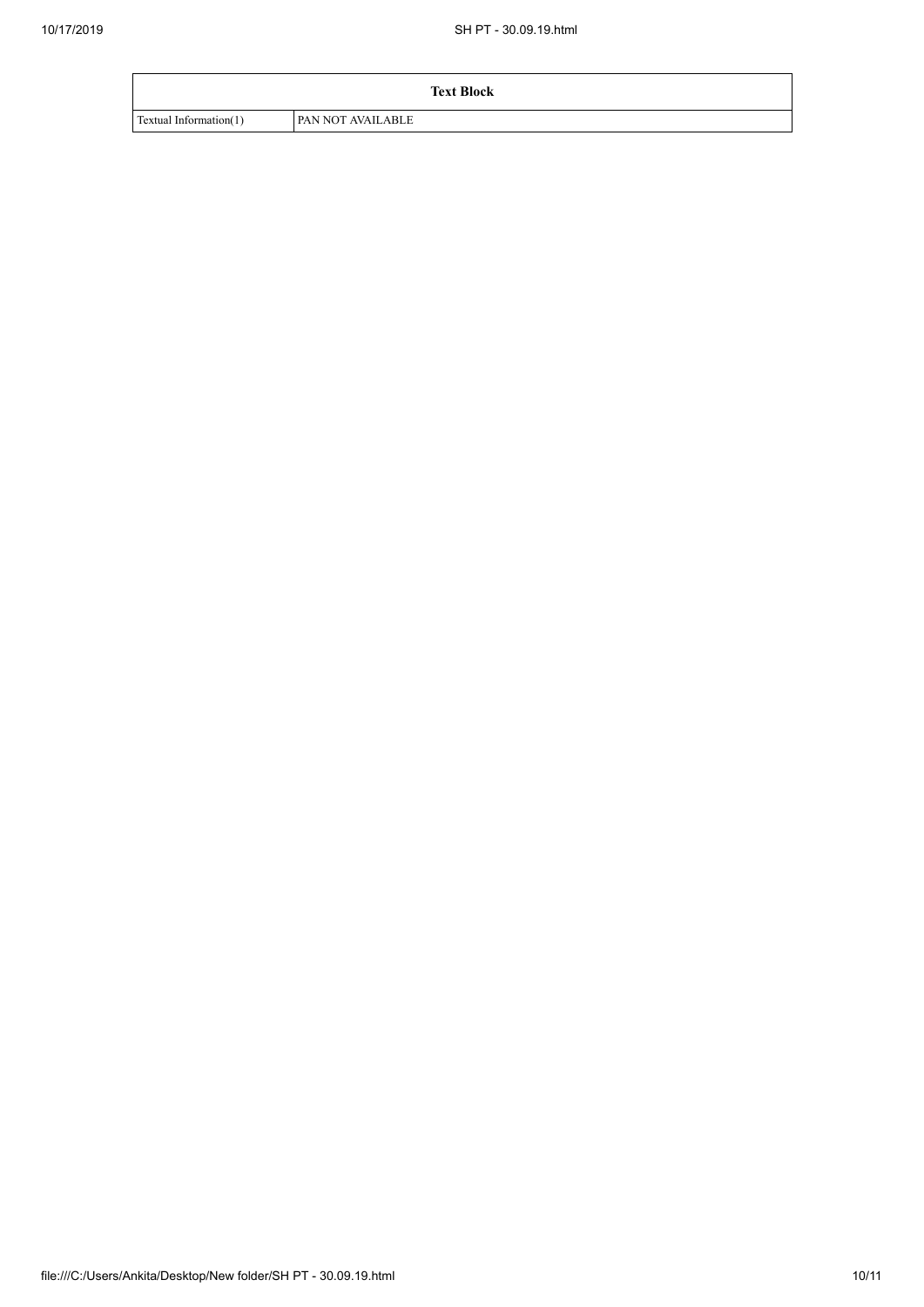| Text Block | |
|---|---|
| Textual Information(1) | PAN NOT AVAILABLE |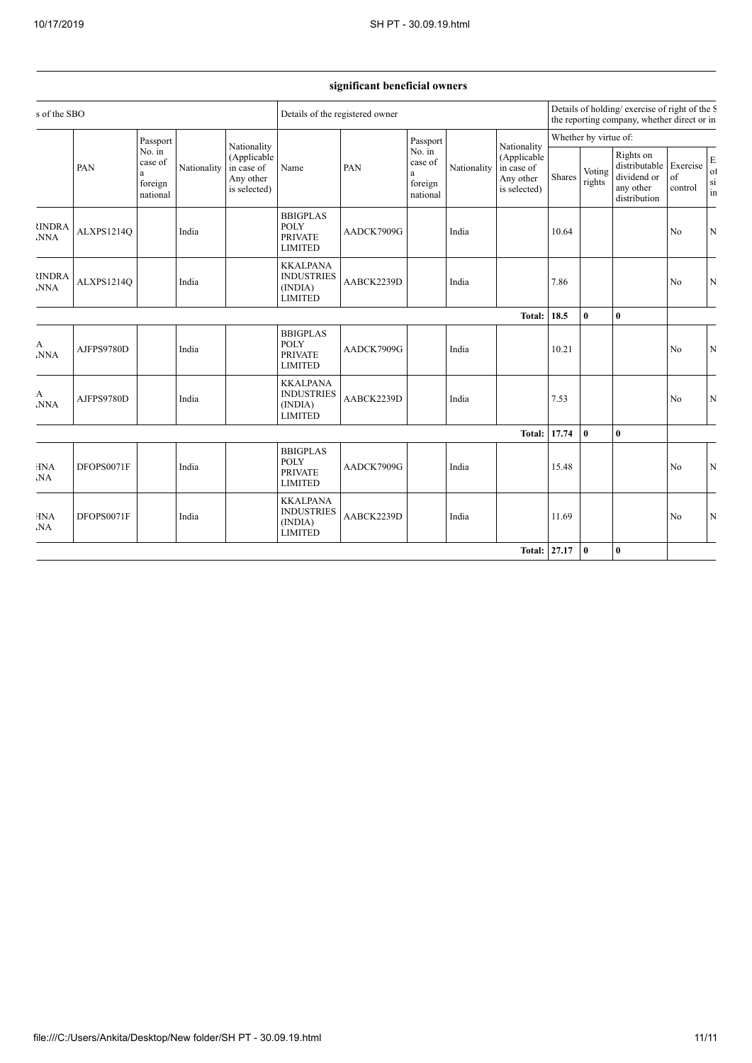## significant beneficial owners

| s of the SBO | | | | | Details of the registered owner | | | | | Details of holding/ exercise of right of the S the reporting company, whether direct or in | | | | |
|---|---|---|---|---|---|---|---|---|---|---|---|---|---|---|
| | | | | | | | | | | Whether by virtue of: | | | | |
| | PAN | Passport No. in case of a foreign national | Nationality | Nationality (Applicable in case of Any other is selected) | Name | PAN | Passport No. in case of a foreign national | Nationality | Nationality (Applicable in case of Any other is selected) | Shares | Voting rights | Rights on distributable dividend or any other distribution | Exercise of control | E of si in |
| RINDRA ANNA | ALXPS1214Q | | India | | BBIGPLAS POLY PRIVATE LIMITED | AADCK7909G | | India | | 10.64 | | | No | N |
| RINDRA ANNA | ALXPS1214Q | | India | | KKALPANA INDUSTRIES (INDIA) LIMITED | AABCK2239D | | India | | 7.86 | | | No | N |
| | | | | | | | | | Total: | 18.5 | 0 | 0 | | |
| A ANNA | AJFPS9780D | | India | | BBIGPLAS POLY PRIVATE LIMITED | AADCK7909G | | India | | 10.21 | | | No | N |
| A ANNA | AJFPS9780D | | India | | KKALPANA INDUSTRIES (INDIA) LIMITED | AABCK2239D | | India | | 7.53 | | | No | N |
| | | | | | | | | | Total: | 17.74 | 0 | 0 | | |
| HNA NA | DFOPS0071F | | India | | BBIGPLAS POLY PRIVATE LIMITED | AADCK7909G | | India | | 15.48 | | | No | N |
| HNA NA | DFOPS0071F | | India | | KKALPANA INDUSTRIES (INDIA) LIMITED | AABCK2239D | | India | | 11.69 | | | No | N |
| | | | | | | | | | Total: | 27.17 | 0 | 0 | | |